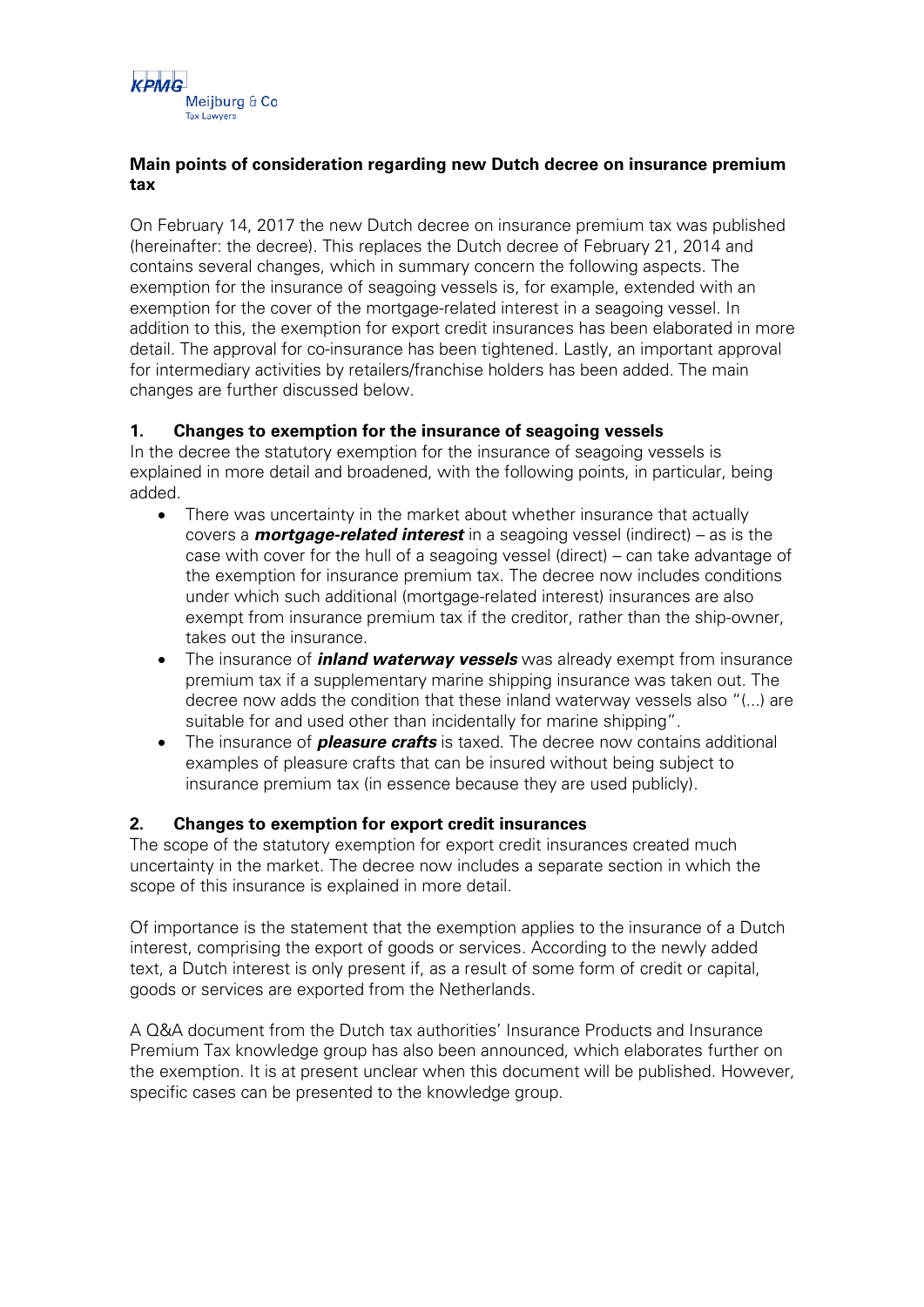KPMG Meijburg & Co Tax Lawyers

**Main points of consideration regarding new Dutch decree on insurance premium tax**

On February 14, 2017 the new Dutch decree on insurance premium tax was published (hereinafter: the decree). This replaces the Dutch decree of February 21, 2014 and contains several changes, which in summary concern the following aspects. The exemption for the insurance of seagoing vessels is, for example, extended with an exemption for the cover of the mortgage-related interest in a seagoing vessel. In addition to this, the exemption for export credit insurances has been elaborated in more detail. The approval for co-insurance has been tightened. Lastly, an important approval for intermediary activities by retailers/franchise holders has been added. The main changes are further discussed below.

## 1. Changes to exemption for the insurance of seagoing vessels

In the decree the statutory exemption for the insurance of seagoing vessels is explained in more detail and broadened, with the following points, in particular, being added.

- There was uncertainty in the market about whether insurance that actually covers a ***mortgage-related interest*** in a seagoing vessel (indirect) – as is the case with cover for the hull of a seagoing vessel (direct) – can take advantage of the exemption for insurance premium tax. The decree now includes conditions under which such additional (mortgage-related interest) insurances are also exempt from insurance premium tax if the creditor, rather than the ship-owner, takes out the insurance.
- The insurance of ***inland waterway vessels*** was already exempt from insurance premium tax if a supplementary marine shipping insurance was taken out. The decree now adds the condition that these inland waterway vessels also "(...) are suitable for and used other than incidentally for marine shipping".
- The insurance of ***pleasure crafts*** is taxed. The decree now contains additional examples of pleasure crafts that can be insured without being subject to insurance premium tax (in essence because they are used publicly).

## 2. Changes to exemption for export credit insurances

The scope of the statutory exemption for export credit insurances created much uncertainty in the market. The decree now includes a separate section in which the scope of this insurance is explained in more detail.

Of importance is the statement that the exemption applies to the insurance of a Dutch interest, comprising the export of goods or services. According to the newly added text, a Dutch interest is only present if, as a result of some form of credit or capital, goods or services are exported from the Netherlands.

A Q&A document from the Dutch tax authorities' Insurance Products and Insurance Premium Tax knowledge group has also been announced, which elaborates further on the exemption. It is at present unclear when this document will be published. However, specific cases can be presented to the knowledge group.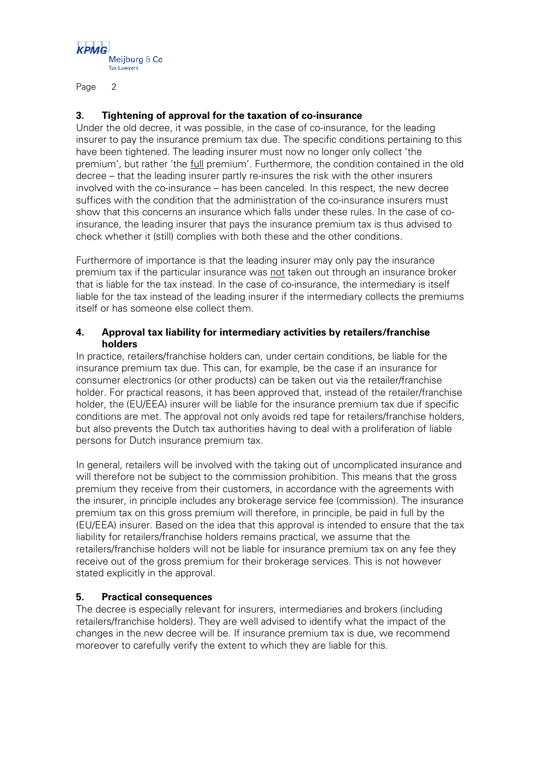### 3. Tightening of approval for the taxation of co-insurance

Under the old decree, it was possible, in the case of co-insurance, for the leading insurer to pay the insurance premium tax due. The specific conditions pertaining to this have been tightened. The leading insurer must now no longer only collect 'the premium', but rather 'the <u>full</u> premium'. Furthermore, the condition contained in the old decree – that the leading insurer partly re-insures the risk with the other insurers involved with the co-insurance – has been canceled. In this respect, the new decree suffices with the condition that the administration of the co-insurance insurers must show that this concerns an insurance which falls under these rules. In the case of co-insurance, the leading insurer that pays the insurance premium tax is thus advised to check whether it (still) complies with both these and the other conditions.

Furthermore of importance is that the leading insurer may only pay the insurance premium tax if the particular insurance was <u>not</u> taken out through an insurance broker that is liable for the tax instead. In the case of co-insurance, the intermediary is itself liable for the tax instead of the leading insurer if the intermediary collects the premiums itself or has someone else collect them.

### 4. Approval tax liability for intermediary activities by retailers/franchise holders

In practice, retailers/franchise holders can, under certain conditions, be liable for the insurance premium tax due. This can, for example, be the case if an insurance for consumer electronics (or other products) can be taken out via the retailer/franchise holder. For practical reasons, it has been approved that, instead of the retailer/franchise holder, the (EU/EEA) insurer will be liable for the insurance premium tax due if specific conditions are met. The approval not only avoids red tape for retailers/franchise holders, but also prevents the Dutch tax authorities having to deal with a proliferation of liable persons for Dutch insurance premium tax.

In general, retailers will be involved with the taking out of uncomplicated insurance and will therefore not be subject to the commission prohibition. This means that the gross premium they receive from their customers, in accordance with the agreements with the insurer, in principle includes any brokerage service fee (commission). The insurance premium tax on this gross premium will therefore, in principle, be paid in full by the (EU/EEA) insurer. Based on the idea that this approval is intended to ensure that the tax liability for retailers/franchise holders remains practical, we assume that the retailers/franchise holders will not be liable for insurance premium tax on any fee they receive out of the gross premium for their brokerage services. This is not however stated explicitly in the approval.

### 5. Practical consequences

The decree is especially relevant for insurers, intermediaries and brokers (including retailers/franchise holders). They are well advised to identify what the impact of the changes in the new decree will be. If insurance premium tax is due, we recommend moreover to carefully verify the extent to which they are liable for this.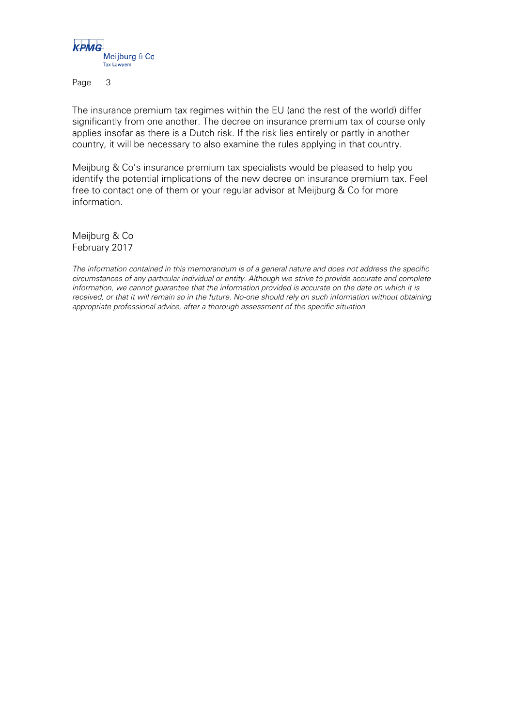The insurance premium tax regimes within the EU (and the rest of the world) differ significantly from one another. The decree on insurance premium tax of course only applies insofar as there is a Dutch risk. If the risk lies entirely or partly in another country, it will be necessary to also examine the rules applying in that country.

Meijburg & Co's insurance premium tax specialists would be pleased to help you identify the potential implications of the new decree on insurance premium tax. Feel free to contact one of them or your regular advisor at Meijburg & Co for more information.

Meijburg & Co
February 2017

*The information contained in this memorandum is of a general nature and does not address the specific circumstances of any particular individual or entity. Although we strive to provide accurate and complete information, we cannot guarantee that the information provided is accurate on the date on which it is received, or that it will remain so in the future. No-one should rely on such information without obtaining appropriate professional advice, after a thorough assessment of the specific situation*